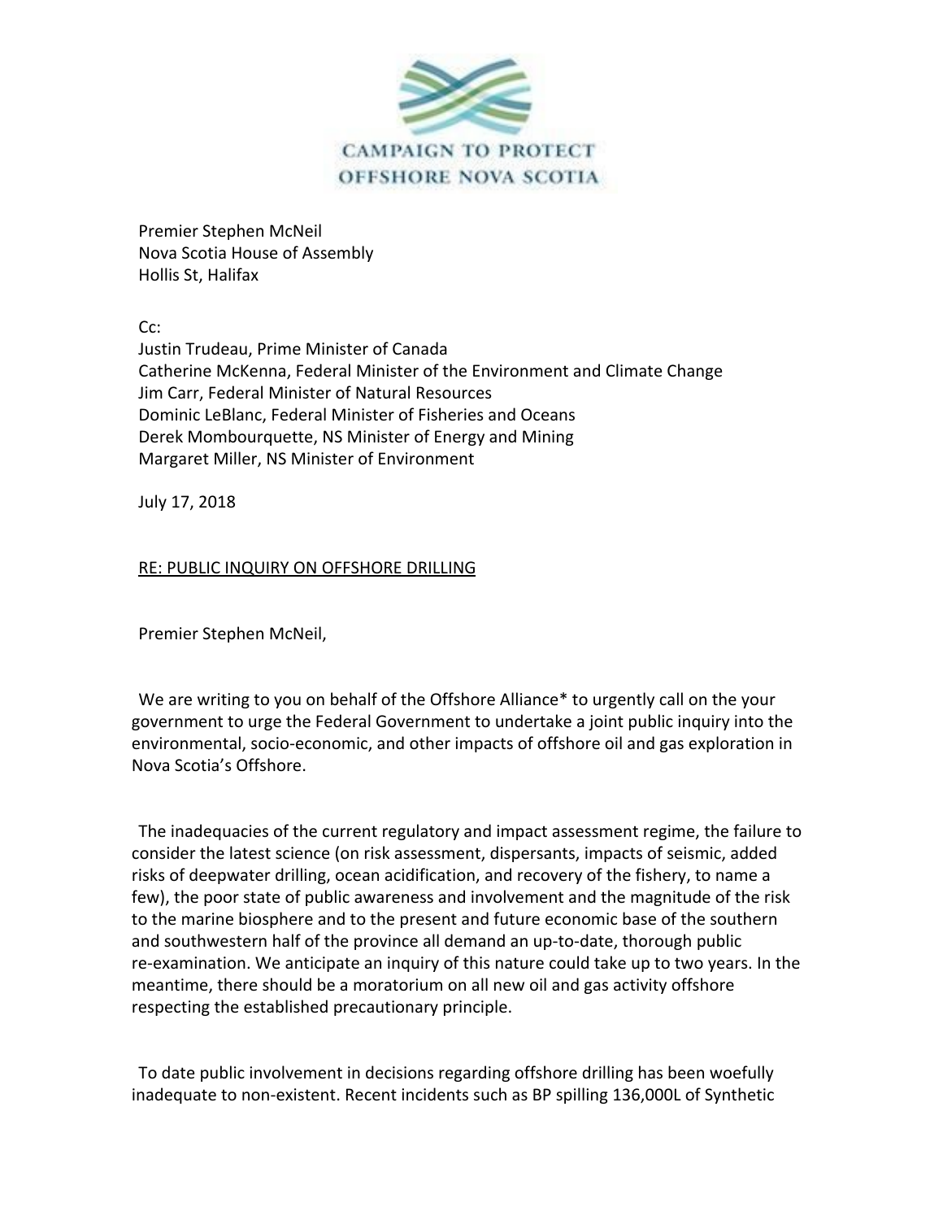CAMPAIGN TO PROTECT
OFFSHORE NOVA SCOTIA

Premier Stephen McNeil
Nova Scotia House of Assembly
Hollis St, Halifax

Cc:
Justin Trudeau, Prime Minister of Canada
Catherine McKenna, Federal Minister of the Environment and Climate Change
Jim Carr, Federal Minister of Natural Resources
Dominic LeBlanc, Federal Minister of Fisheries and Oceans
Derek Mombourquette, NS Minister of Energy and Mining
Margaret Miller, NS Minister of Environment

July 17, 2018

RE: PUBLIC INQUIRY ON OFFSHORE DRILLING

Premier Stephen McNeil,

We are writing to you on behalf of the Offshore Alliance* to urgently call on the your government to urge the Federal Government to undertake a joint public inquiry into the environmental, socio-economic, and other impacts of offshore oil and gas exploration in Nova Scotia's Offshore.

The inadequacies of the current regulatory and impact assessment regime, the failure to consider the latest science (on risk assessment, dispersants, impacts of seismic, added risks of deepwater drilling, ocean acidification, and recovery of the fishery, to name a few), the poor state of public awareness and involvement and the magnitude of the risk to the marine biosphere and to the present and future economic base of the southern and southwestern half of the province all demand an up-to-date, thorough public re-examination. We anticipate an inquiry of this nature could take up to two years. In the meantime, there should be a moratorium on all new oil and gas activity offshore respecting the established precautionary principle.

To date public involvement in decisions regarding offshore drilling has been woefully inadequate to non-existent. Recent incidents such as BP spilling 136,000L of Synthetic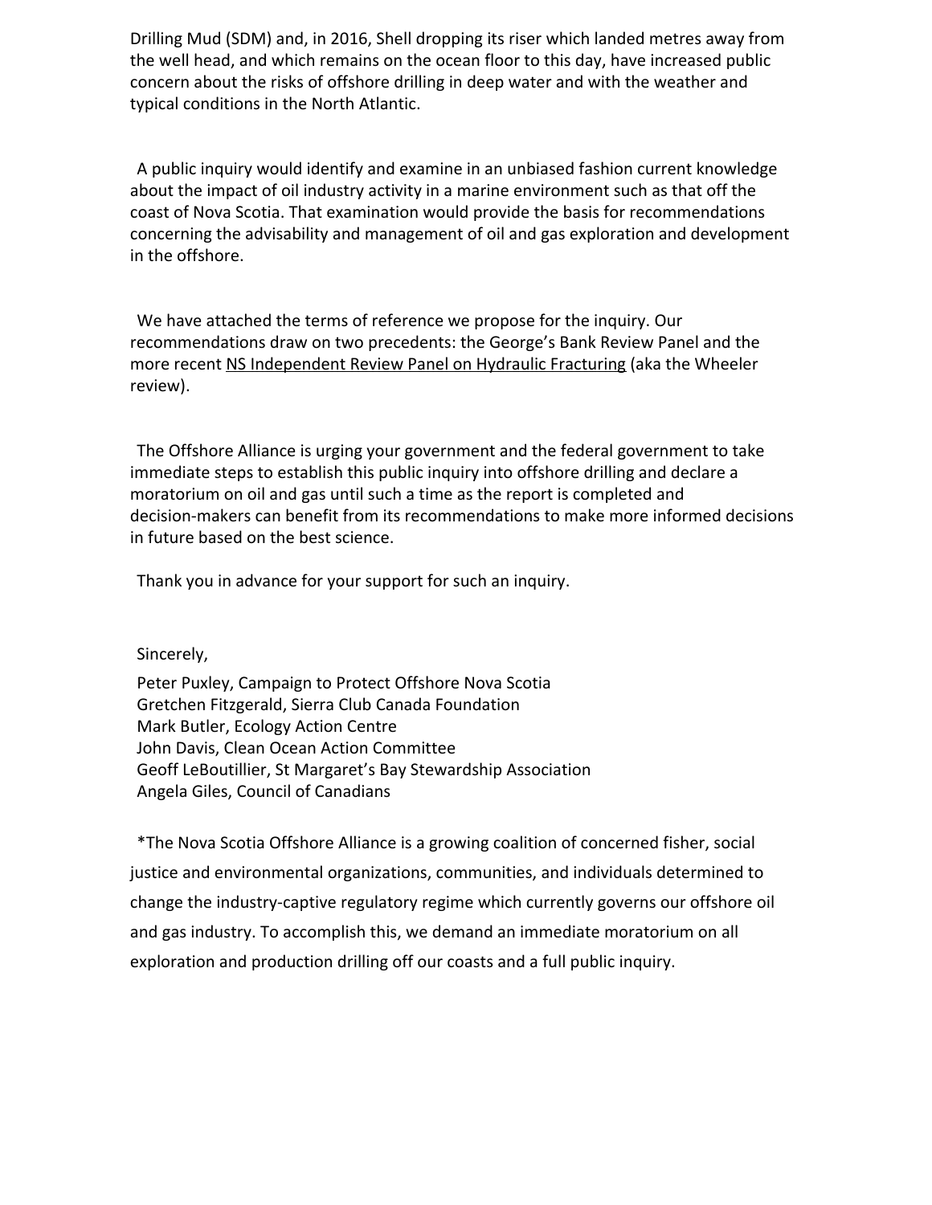Drilling Mud (SDM) and, in 2016, Shell dropping its riser which landed metres away from the well head, and which remains on the ocean floor to this day, have increased public concern about the risks of offshore drilling in deep water and with the weather and typical conditions in the North Atlantic.

A public inquiry would identify and examine in an unbiased fashion current knowledge about the impact of oil industry activity in a marine environment such as that off the coast of Nova Scotia. That examination would provide the basis for recommendations concerning the advisability and management of oil and gas exploration and development in the offshore.

We have attached the terms of reference we propose for the inquiry. Our recommendations draw on two precedents: the George's Bank Review Panel and the more recent NS Independent Review Panel on Hydraulic Fracturing (aka the Wheeler review).

The Offshore Alliance is urging your government and the federal government to take immediate steps to establish this public inquiry into offshore drilling and declare a moratorium on oil and gas until such a time as the report is completed and decision-makers can benefit from its recommendations to make more informed decisions in future based on the best science.

Thank you in advance for your support for such an inquiry.

Sincerely,

Peter Puxley, Campaign to Protect Offshore Nova Scotia
Gretchen Fitzgerald, Sierra Club Canada Foundation
Mark Butler, Ecology Action Centre
John Davis, Clean Ocean Action Committee
Geoff LeBoutillier, St Margaret's Bay Stewardship Association
Angela Giles, Council of Canadians

*The Nova Scotia Offshore Alliance is a growing coalition of concerned fisher, social justice and environmental organizations, communities, and individuals determined to change the industry-captive regulatory regime which currently governs our offshore oil and gas industry. To accomplish this, we demand an immediate moratorium on all exploration and production drilling off our coasts and a full public inquiry.